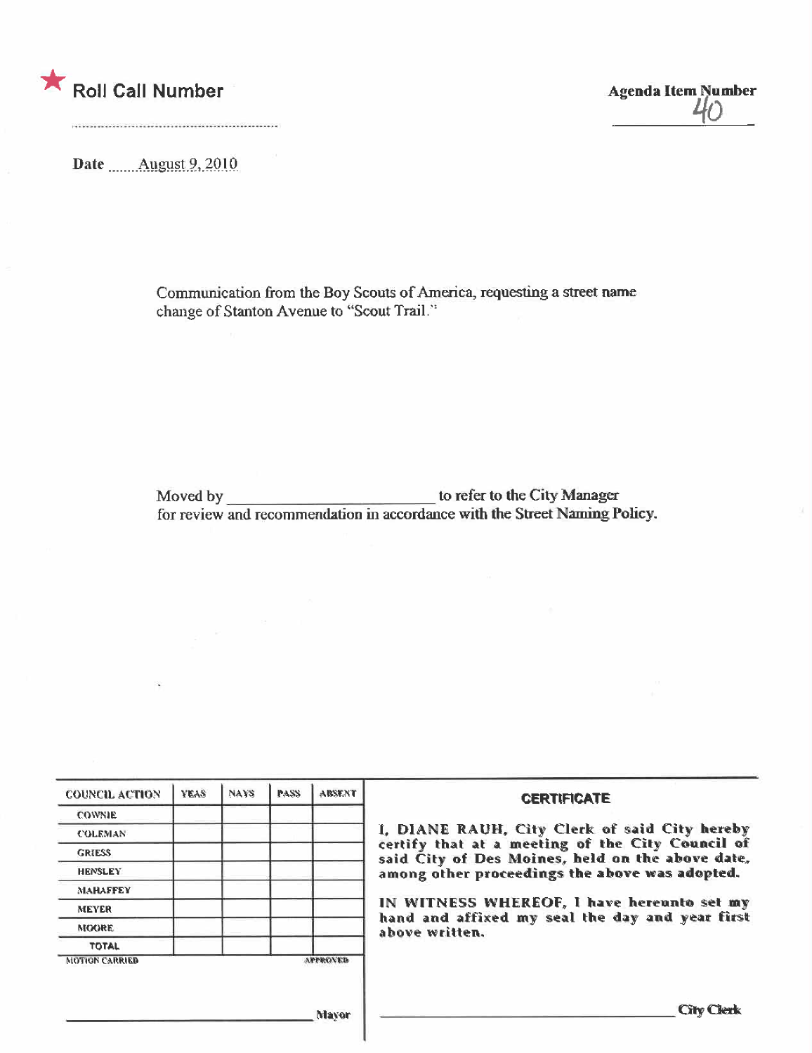★ **Roll Call Number** ..........................................................

**Agenda Item Number**
40

**Date** ........August 9, 2010

Communication from the Boy Scouts of America, requesting a street name change of Stanton Avenue to "Scout Trail."

Moved by ______________________ to refer to the City Manager for review and recommendation in accordance with the Street Naming Policy.

| COUNCIL ACTION | YEAS | NAYS | PASS | ABSENT |
|---|---|---|---|---|
| COWNIE | | | | |
| COLEMAN | | | | |
| GRIESS | | | | |
| HENSLEY | | | | |
| MAHAFFEY | | | | |
| MEYER | | | | |
| MOORE | | | | |
| TOTAL | | | | |

MOTION CARRIED APPROVED

______________________________ Mayor

**CERTIFICATE**

I, DIANE RAUH, City Clerk of said City hereby certify that at a meeting of the City Council of said City of Des Moines, held on the above date, among other proceedings the above was adopted.

IN WITNESS WHEREOF, I have hereunto set my hand and affixed my seal the day and year first above written.

______________________________ City Clerk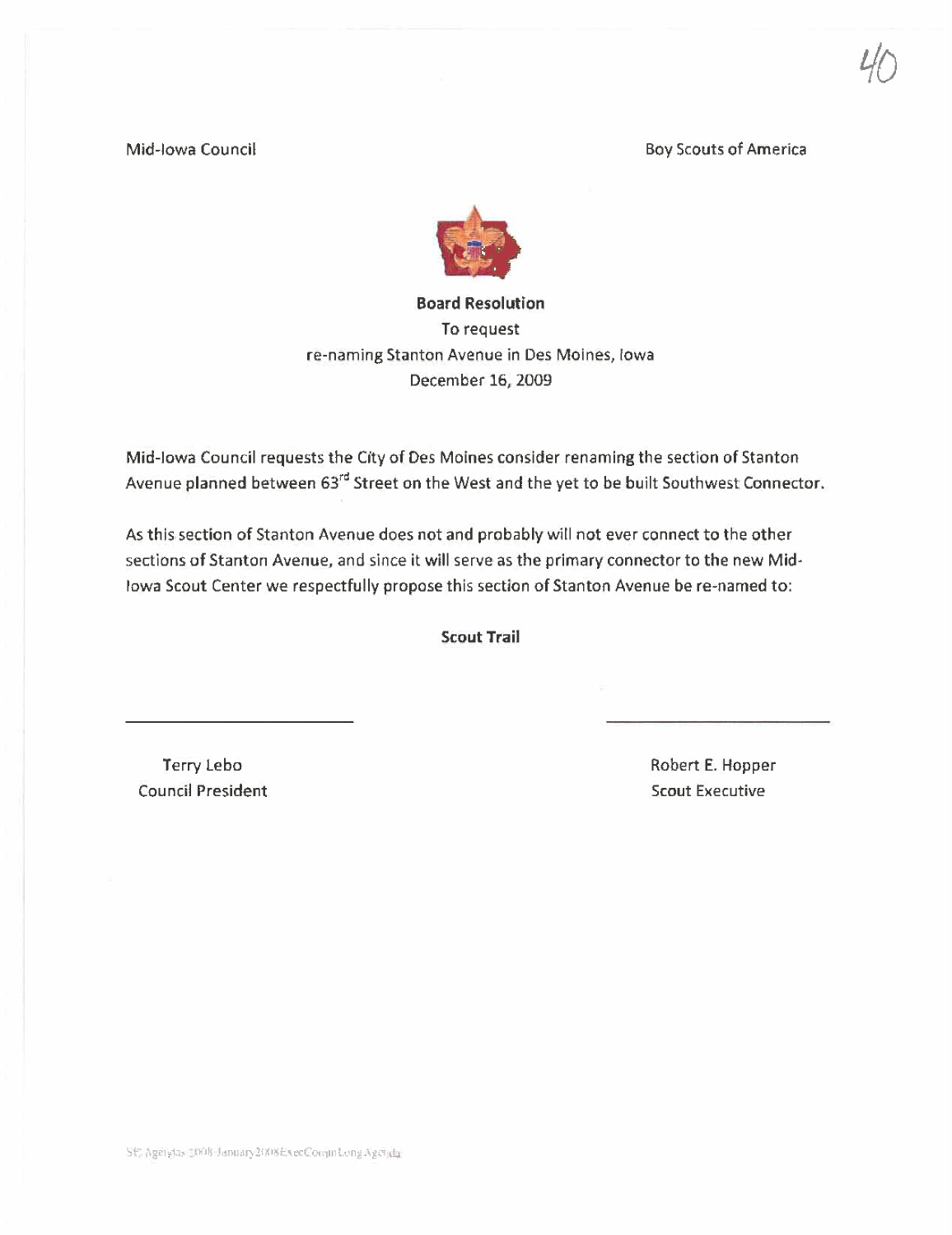Mid-Iowa Council | Boy Scouts of America

**Board Resolution**

To request

re-naming Stanton Avenue in Des Moines, Iowa

December 16, 2009

Mid-Iowa Council requests the City of Des Moines consider renaming the section of Stanton Avenue planned between 63rd Street on the West and the yet to be built Southwest Connector.

As this section of Stanton Avenue does not and probably will not ever connect to the other sections of Stanton Avenue, and since it will serve as the primary connector to the new Mid-Iowa Scout Center we respectfully propose this section of Stanton Avenue be re-named to:

**Scout Trail**

Terry Lebo
Council President

Robert E. Hopper
Scout Executive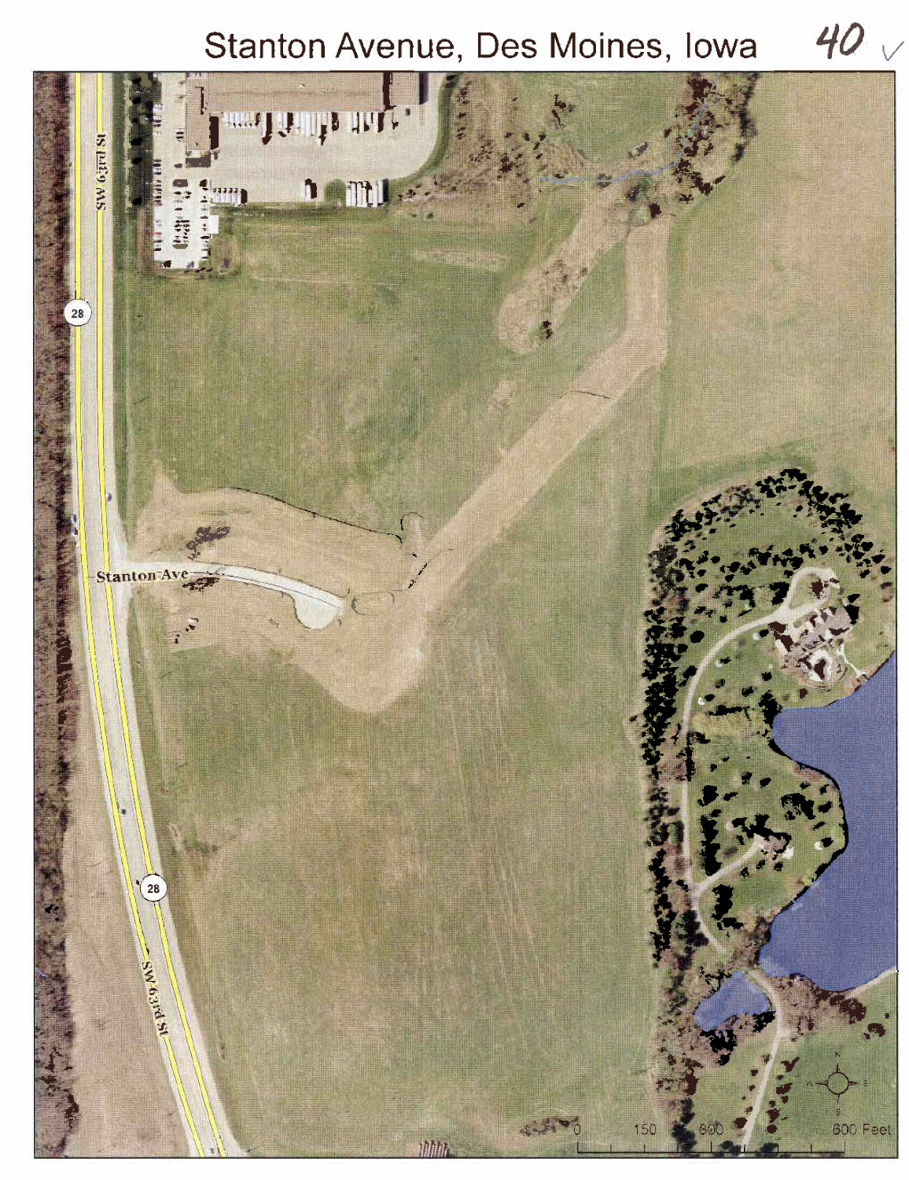# Stanton Avenue, Des Moines, Iowa

40 ✓

SW 63rd St

28

Stanton Ave

28

SW 63rd St

N

W E

S

0 150 300 600 Feet